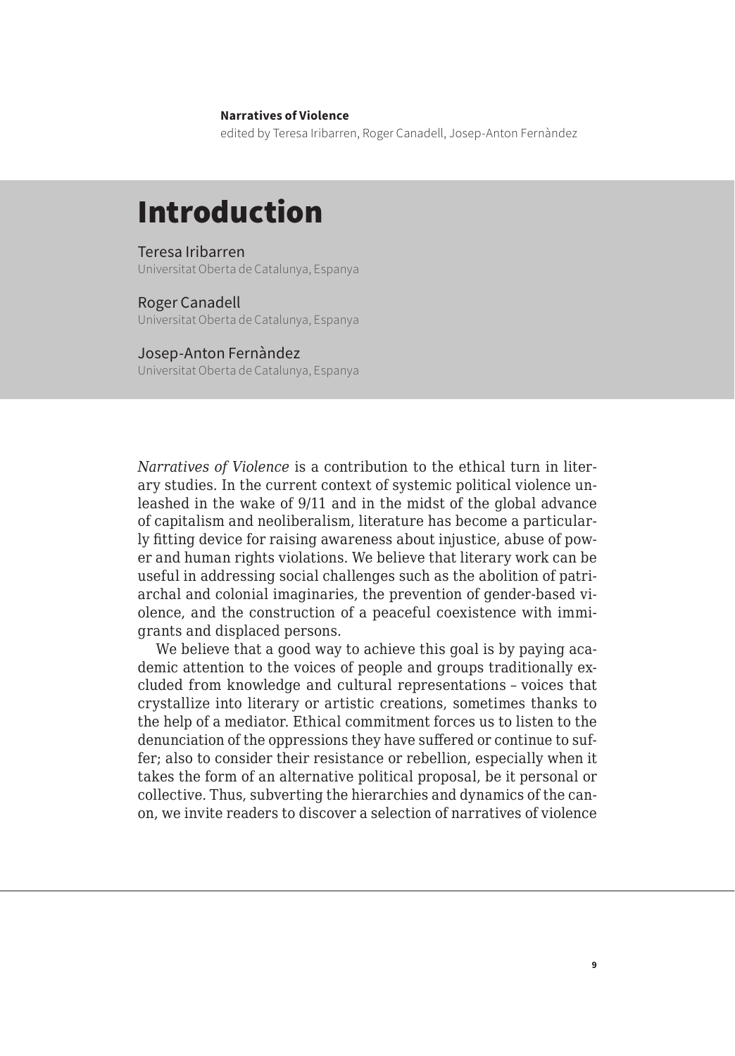**Narratives of Violence**

edited by Teresa Iribarren, Roger Canadell, Josep-Anton Fernàndez

# Introduction

Teresa Iribarren
Universitat Oberta de Catalunya, Espanya

Roger Canadell
Universitat Oberta de Catalunya, Espanya

Josep-Anton Fernàndez
Universitat Oberta de Catalunya, Espanya

*Narratives of Violence* is a contribution to the ethical turn in literary studies. In the current context of systemic political violence unleashed in the wake of 9/11 and in the midst of the global advance of capitalism and neoliberalism, literature has become a particularly fitting device for raising awareness about injustice, abuse of power and human rights violations. We believe that literary work can be useful in addressing social challenges such as the abolition of patriarchal and colonial imaginaries, the prevention of gender-based violence, and the construction of a peaceful coexistence with immigrants and displaced persons.

We believe that a good way to achieve this goal is by paying academic attention to the voices of people and groups traditionally excluded from knowledge and cultural representations – voices that crystallize into literary or artistic creations, sometimes thanks to the help of a mediator. Ethical commitment forces us to listen to the denunciation of the oppressions they have suffered or continue to suffer; also to consider their resistance or rebellion, especially when it takes the form of an alternative political proposal, be it personal or collective. Thus, subverting the hierarchies and dynamics of the canon, we invite readers to discover a selection of narratives of violence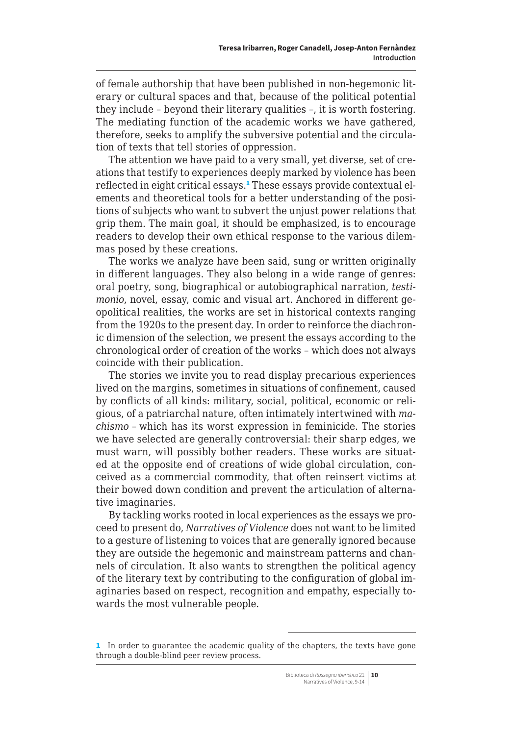of female authorship that have been published in non-hegemonic literary or cultural spaces and that, because of the political potential they include – beyond their literary qualities –, it is worth fostering. The mediating function of the academic works we have gathered, therefore, seeks to amplify the subversive potential and the circulation of texts that tell stories of oppression.

The attention we have paid to a very small, yet diverse, set of creations that testify to experiences deeply marked by violence has been reflected in eight critical essays.[1] These essays provide contextual elements and theoretical tools for a better understanding of the positions of subjects who want to subvert the unjust power relations that grip them. The main goal, it should be emphasized, is to encourage readers to develop their own ethical response to the various dilemmas posed by these creations.

The works we analyze have been said, sung or written originally in different languages. They also belong in a wide range of genres: oral poetry, song, biographical or autobiographical narration, *testimonio*, novel, essay, comic and visual art. Anchored in different geopolitical realities, the works are set in historical contexts ranging from the 1920s to the present day. In order to reinforce the diachronic dimension of the selection, we present the essays according to the chronological order of creation of the works – which does not always coincide with their publication.

The stories we invite you to read display precarious experiences lived on the margins, sometimes in situations of confinement, caused by conflicts of all kinds: military, social, political, economic or religious, of a patriarchal nature, often intimately intertwined with *machismo* – which has its worst expression in feminicide. The stories we have selected are generally controversial: their sharp edges, we must warn, will possibly bother readers. These works are situated at the opposite end of creations of wide global circulation, conceived as a commercial commodity, that often reinsert victims at their bowed down condition and prevent the articulation of alternative imaginaries.

By tackling works rooted in local experiences as the essays we proceed to present do, *Narratives of Violence* does not want to be limited to a gesture of listening to voices that are generally ignored because they are outside the hegemonic and mainstream patterns and channels of circulation. It also wants to strengthen the political agency of the literary text by contributing to the configuration of global imaginaries based on respect, recognition and empathy, especially towards the most vulnerable people.

---

[1] In order to guarantee the academic quality of the chapters, the texts have gone through a double-blind peer review process.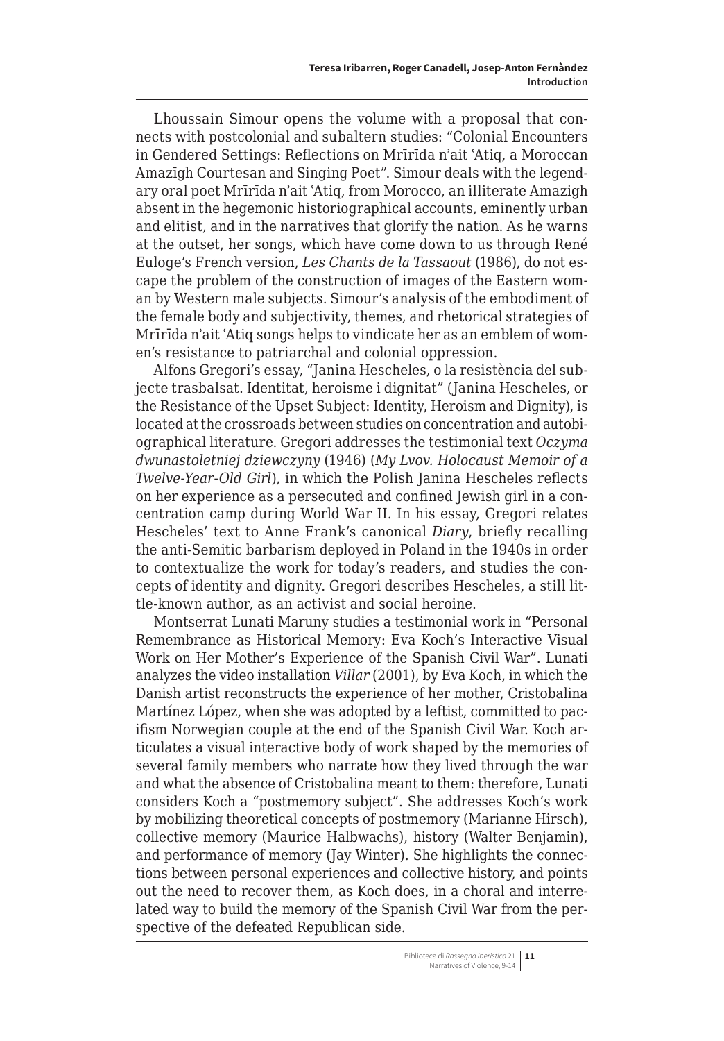Lhoussain Simour opens the volume with a proposal that connects with postcolonial and subaltern studies: "Colonial Encounters in Gendered Settings: Reflections on Mrīrīda n'ait ʿAtiq, a Moroccan Amazīgh Courtesan and Singing Poet". Simour deals with the legendary oral poet Mrīrīda n'ait ʿAtiq, from Morocco, an illiterate Amazigh absent in the hegemonic historiographical accounts, eminently urban and elitist, and in the narratives that glorify the nation. As he warns at the outset, her songs, which have come down to us through René Euloge's French version, *Les Chants de la Tassaout* (1986), do not escape the problem of the construction of images of the Eastern woman by Western male subjects. Simour's analysis of the embodiment of the female body and subjectivity, themes, and rhetorical strategies of Mrīrīda n'ait ʿAtiq songs helps to vindicate her as an emblem of women's resistance to patriarchal and colonial oppression.

Alfons Gregori's essay, "Janina Hescheles, o la resistència del subjecte trasbalsat. Identitat, heroisme i dignitat" (Janina Hescheles, or the Resistance of the Upset Subject: Identity, Heroism and Dignity), is located at the crossroads between studies on concentration and autobiographical literature. Gregori addresses the testimonial text *Oczyma dwunastoletniej dziewczyny* (1946) (*My Lvov. Holocaust Memoir of a Twelve-Year-Old Girl*), in which the Polish Janina Hescheles reflects on her experience as a persecuted and confined Jewish girl in a concentration camp during World War II. In his essay, Gregori relates Hescheles' text to Anne Frank's canonical *Diary*, briefly recalling the anti-Semitic barbarism deployed in Poland in the 1940s in order to contextualize the work for today's readers, and studies the concepts of identity and dignity. Gregori describes Hescheles, a still little-known author, as an activist and social heroine.

Montserrat Lunati Maruny studies a testimonial work in "Personal Remembrance as Historical Memory: Eva Koch's Interactive Visual Work on Her Mother's Experience of the Spanish Civil War". Lunati analyzes the video installation *Villar* (2001), by Eva Koch, in which the Danish artist reconstructs the experience of her mother, Cristobalina Martínez López, when she was adopted by a leftist, committed to pacifism Norwegian couple at the end of the Spanish Civil War. Koch articulates a visual interactive body of work shaped by the memories of several family members who narrate how they lived through the war and what the absence of Cristobalina meant to them: therefore, Lunati considers Koch a "postmemory subject". She addresses Koch's work by mobilizing theoretical concepts of postmemory (Marianne Hirsch), collective memory (Maurice Halbwachs), history (Walter Benjamin), and performance of memory (Jay Winter). She highlights the connections between personal experiences and collective history, and points out the need to recover them, as Koch does, in a choral and interrelated way to build the memory of the Spanish Civil War from the perspective of the defeated Republican side.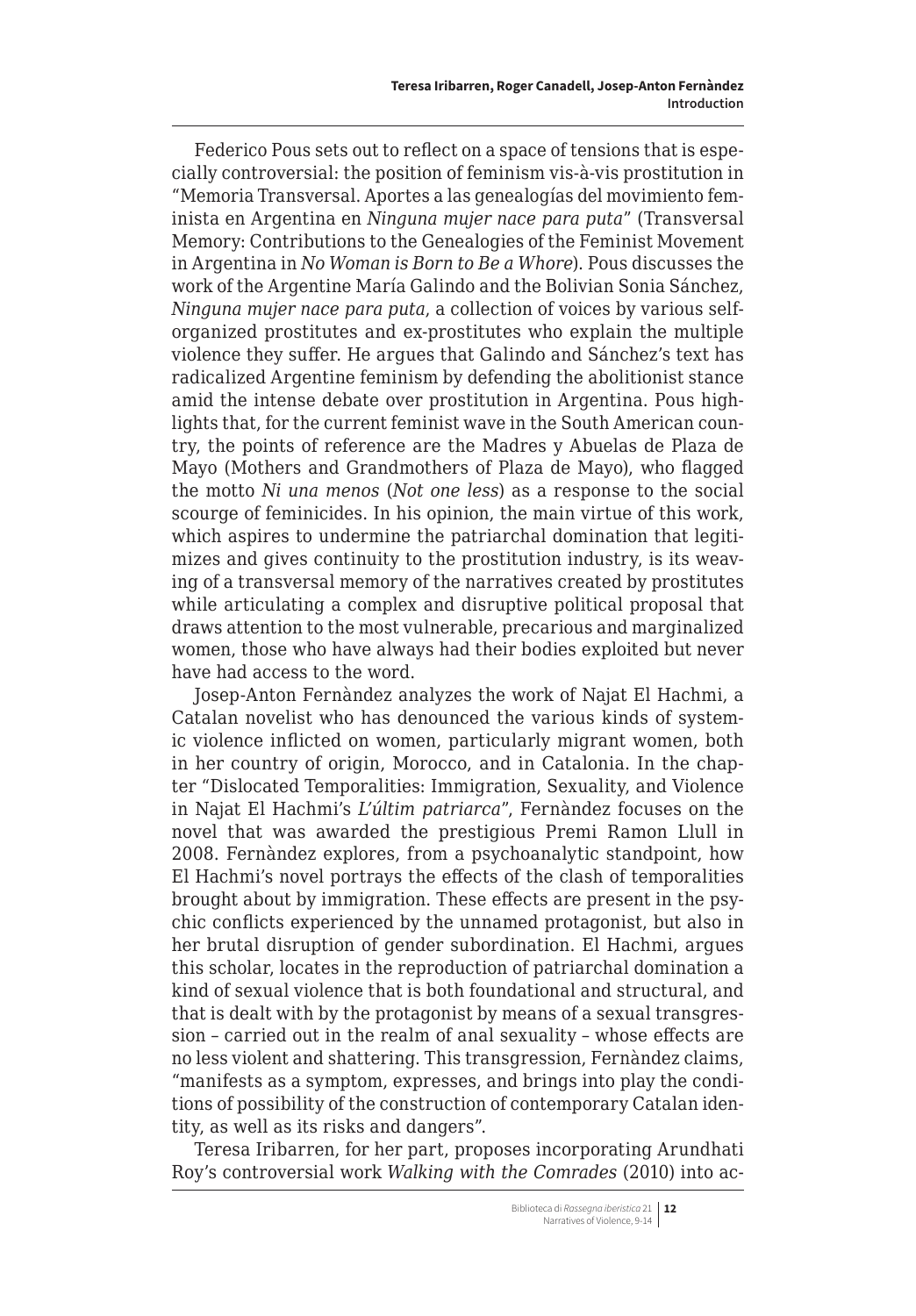Federico Pous sets out to reflect on a space of tensions that is especially controversial: the position of feminism vis-à-vis prostitution in "Memoria Transversal. Aportes a las genealogías del movimiento feminista en Argentina en *Ninguna mujer nace para puta*" (Transversal Memory: Contributions to the Genealogies of the Feminist Movement in Argentina in *No Woman is Born to Be a Whore*). Pous discusses the work of the Argentine María Galindo and the Bolivian Sonia Sánchez, *Ninguna mujer nace para puta*, a collection of voices by various self-organized prostitutes and ex-prostitutes who explain the multiple violence they suffer. He argues that Galindo and Sánchez's text has radicalized Argentine feminism by defending the abolitionist stance amid the intense debate over prostitution in Argentina. Pous highlights that, for the current feminist wave in the South American country, the points of reference are the Madres y Abuelas de Plaza de Mayo (Mothers and Grandmothers of Plaza de Mayo), who flagged the motto *Ni una menos* (*Not one less*) as a response to the social scourge of feminicides. In his opinion, the main virtue of this work, which aspires to undermine the patriarchal domination that legitimizes and gives continuity to the prostitution industry, is its weaving of a transversal memory of the narratives created by prostitutes while articulating a complex and disruptive political proposal that draws attention to the most vulnerable, precarious and marginalized women, those who have always had their bodies exploited but never have had access to the word.

Josep-Anton Fernàndez analyzes the work of Najat El Hachmi, a Catalan novelist who has denounced the various kinds of systemic violence inflicted on women, particularly migrant women, both in her country of origin, Morocco, and in Catalonia. In the chapter "Dislocated Temporalities: Immigration, Sexuality, and Violence in Najat El Hachmi's *L'últim patriarca*", Fernàndez focuses on the novel that was awarded the prestigious Premi Ramon Llull in 2008. Fernàndez explores, from a psychoanalytic standpoint, how El Hachmi's novel portrays the effects of the clash of temporalities brought about by immigration. These effects are present in the psychic conflicts experienced by the unnamed protagonist, but also in her brutal disruption of gender subordination. El Hachmi, argues this scholar, locates in the reproduction of patriarchal domination a kind of sexual violence that is both foundational and structural, and that is dealt with by the protagonist by means of a sexual transgression – carried out in the realm of anal sexuality – whose effects are no less violent and shattering. This transgression, Fernàndez claims, "manifests as a symptom, expresses, and brings into play the conditions of possibility of the construction of contemporary Catalan identity, as well as its risks and dangers".

Teresa Iribarren, for her part, proposes incorporating Arundhati Roy's controversial work *Walking with the Comrades* (2010) into ac-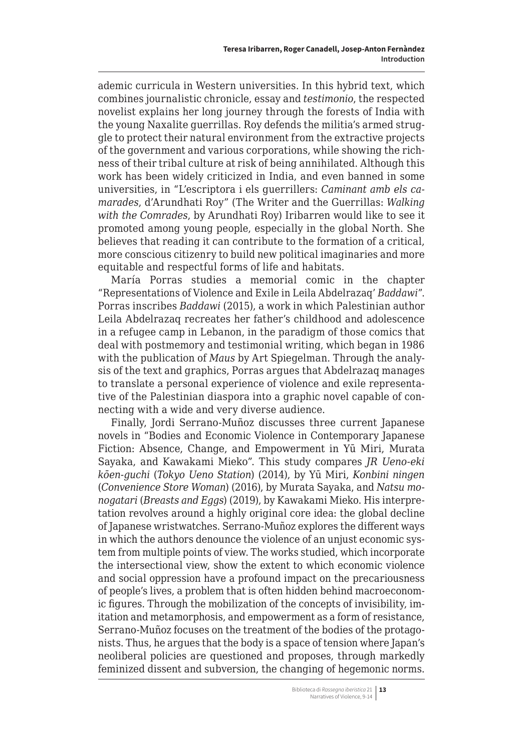ademic curricula in Western universities. In this hybrid text, which combines journalistic chronicle, essay and *testimonio*, the respected novelist explains her long journey through the forests of India with the young Naxalite guerrillas. Roy defends the militia's armed struggle to protect their natural environment from the extractive projects of the government and various corporations, while showing the richness of their tribal culture at risk of being annihilated. Although this work has been widely criticized in India, and even banned in some universities, in "L'escriptora i els guerrillers: *Caminant amb els camarades*, d'Arundhati Roy" (The Writer and the Guerrillas: *Walking with the Comrades*, by Arundhati Roy) Iribarren would like to see it promoted among young people, especially in the global North. She believes that reading it can contribute to the formation of a critical, more conscious citizenry to build new political imaginaries and more equitable and respectful forms of life and habitats.

María Porras studies a memorial comic in the chapter "Representations of Violence and Exile in Leila Abdelrazaq' *Baddawi*". Porras inscribes *Baddawi* (2015), a work in which Palestinian author Leila Abdelrazaq recreates her father's childhood and adolescence in a refugee camp in Lebanon, in the paradigm of those comics that deal with postmemory and testimonial writing, which began in 1986 with the publication of *Maus* by Art Spiegelman. Through the analysis of the text and graphics, Porras argues that Abdelrazaq manages to translate a personal experience of violence and exile representative of the Palestinian diaspora into a graphic novel capable of connecting with a wide and very diverse audience.

Finally, Jordi Serrano-Muñoz discusses three current Japanese novels in "Bodies and Economic Violence in Contemporary Japanese Fiction: Absence, Change, and Empowerment in Yū Miri, Murata Sayaka, and Kawakami Mieko". This study compares *JR Ueno-eki kōen-guchi* (*Tokyo Ueno Station*) (2014), by Yū Miri, *Konbini ningen* (*Convenience Store Woman*) (2016), by Murata Sayaka, and *Natsu monogatari* (*Breasts and Eggs*) (2019), by Kawakami Mieko. His interpretation revolves around a highly original core idea: the global decline of Japanese wristwatches. Serrano-Muñoz explores the different ways in which the authors denounce the violence of an unjust economic system from multiple points of view. The works studied, which incorporate the intersectional view, show the extent to which economic violence and social oppression have a profound impact on the precariousness of people's lives, a problem that is often hidden behind macroeconomic figures. Through the mobilization of the concepts of invisibility, imitation and metamorphosis, and empowerment as a form of resistance, Serrano-Muñoz focuses on the treatment of the bodies of the protagonists. Thus, he argues that the body is a space of tension where Japan's neoliberal policies are questioned and proposes, through markedly feminized dissent and subversion, the changing of hegemonic norms.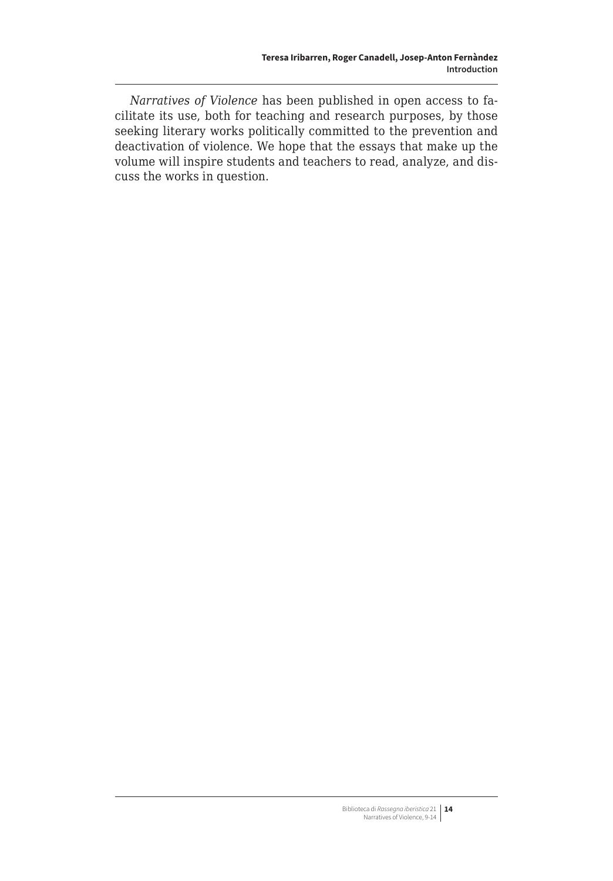*Narratives of Violence* has been published in open access to facilitate its use, both for teaching and research purposes, by those seeking literary works politically committed to the prevention and deactivation of violence. We hope that the essays that make up the volume will inspire students and teachers to read, analyze, and discuss the works in question.